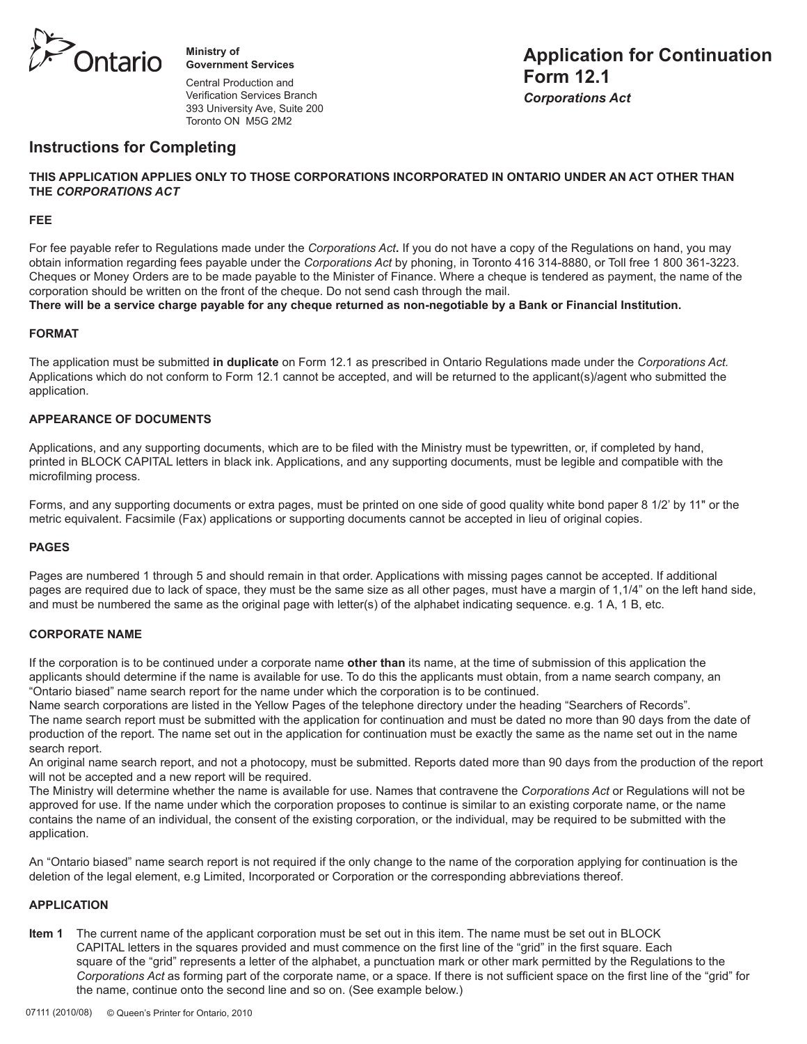Ministry of Government Services

Central Production and Verification Services Branch
393 University Ave, Suite 200
Toronto ON M5G 2M2

# Application for Continuation Form 12.1
*Corporations Act*

## Instructions for Completing

**THIS APPLICATION APPLIES ONLY TO THOSE CORPORATIONS INCORPORATED IN ONTARIO UNDER AN ACT OTHER THAN THE *CORPORATIONS ACT***

**FEE**

For fee payable refer to Regulations made under the *Corporations Act***.** If you do not have a copy of the Regulations on hand, you may obtain information regarding fees payable under the *Corporations Act* by phoning, in Toronto 416 314-8880, or Toll free 1 800 361-3223. Cheques or Money Orders are to be made payable to the Minister of Finance. Where a cheque is tendered as payment, the name of the corporation should be written on the front of the cheque. Do not send cash through the mail.
**There will be a service charge payable for any cheque returned as non-negotiable by a Bank or Financial Institution.**

**FORMAT**

The application must be submitted **in duplicate** on Form 12.1 as prescribed in Ontario Regulations made under the *Corporations Act.* Applications which do not conform to Form 12.1 cannot be accepted, and will be returned to the applicant(s)/agent who submitted the application.

**APPEARANCE OF DOCUMENTS**

Applications, and any supporting documents, which are to be filed with the Ministry must be typewritten, or, if completed by hand, printed in BLOCK CAPITAL letters in black ink. Applications, and any supporting documents, must be legible and compatible with the microfilming process.

Forms, and any supporting documents or extra pages, must be printed on one side of good quality white bond paper 8 1/2' by 11" or the metric equivalent. Facsimile (Fax) applications or supporting documents cannot be accepted in lieu of original copies.

**PAGES**

Pages are numbered 1 through 5 and should remain in that order. Applications with missing pages cannot be accepted. If additional pages are required due to lack of space, they must be the same size as all other pages, must have a margin of 1,1/4" on the left hand side, and must be numbered the same as the original page with letter(s) of the alphabet indicating sequence. e.g. 1 A, 1 B, etc.

**CORPORATE NAME**

If the corporation is to be continued under a corporate name **other than** its name, at the time of submission of this application the applicants should determine if the name is available for use. To do this the applicants must obtain, from a name search company, an "Ontario biased" name search report for the name under which the corporation is to be continued.
Name search corporations are listed in the Yellow Pages of the telephone directory under the heading "Searchers of Records".
The name search report must be submitted with the application for continuation and must be dated no more than 90 days from the date of production of the report. The name set out in the application for continuation must be exactly the same as the name set out in the name search report.
An original name search report, and not a photocopy, must be submitted. Reports dated more than 90 days from the production of the report will not be accepted and a new report will be required.
The Ministry will determine whether the name is available for use. Names that contravene the *Corporations Act* or Regulations will not be approved for use. If the name under which the corporation proposes to continue is similar to an existing corporate name, or the name contains the name of an individual, the consent of the existing corporation, or the individual, may be required to be submitted with the application.

An "Ontario biased" name search report is not required if the only change to the name of the corporation applying for continuation is the deletion of the legal element, e.g Limited, Incorporated or Corporation or the corresponding abbreviations thereof.

**APPLICATION**

**Item 1** The current name of the applicant corporation must be set out in this item. The name must be set out in BLOCK CAPITAL letters in the squares provided and must commence on the first line of the "grid" in the first square. Each square of the "grid" represents a letter of the alphabet, a punctuation mark or other mark permitted by the Regulations to the *Corporations Act* as forming part of the corporate name, or a space. If there is not sufficient space on the first line of the "grid" for the name, continue onto the second line and so on. (See example below.)

07111 (2010/08) © Queen's Printer for Ontario, 2010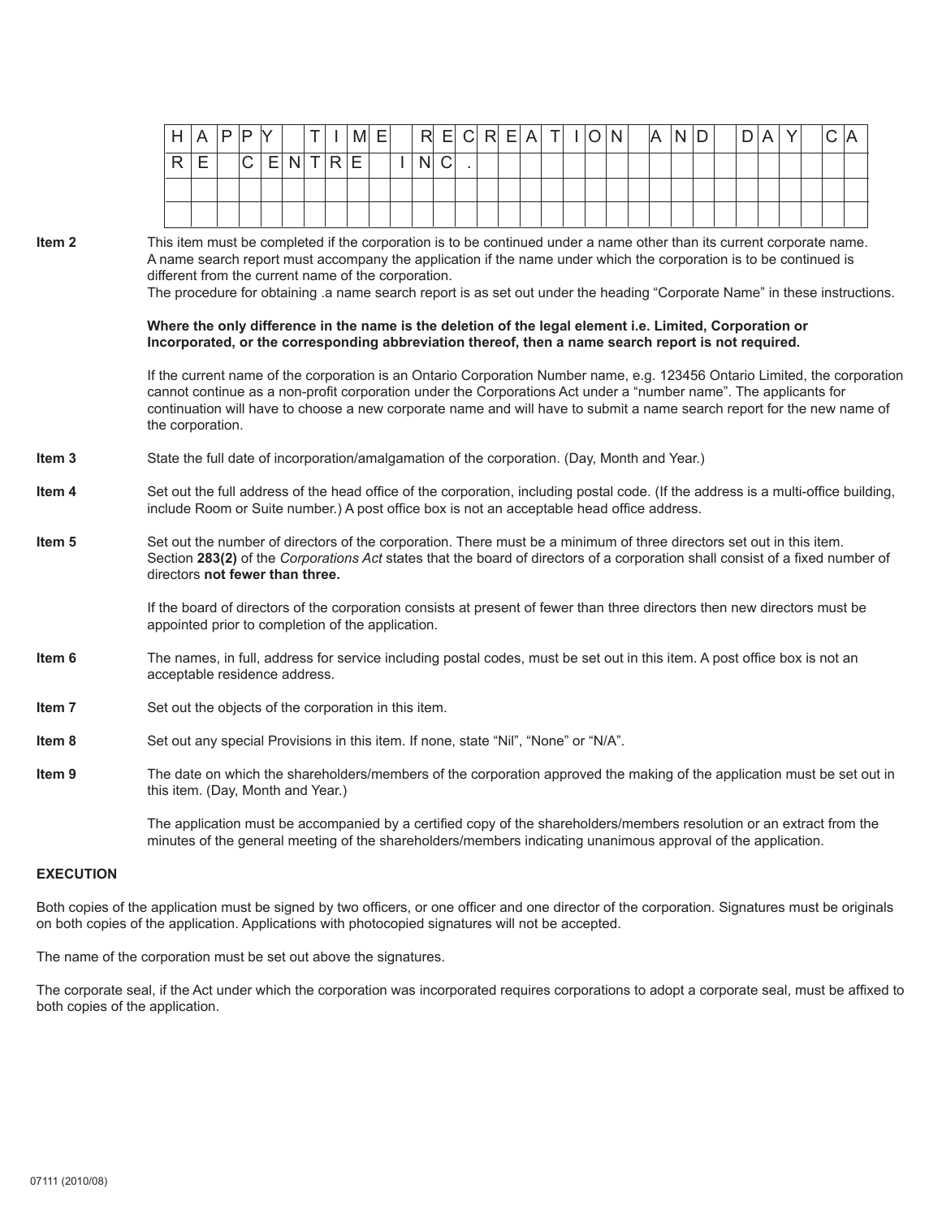| H | A | P | P | Y | | T | I | M | E | | R | E | C | R | E | A | T | I | O | N | | A | N | D | | D | A | Y | | C | A |
|---|---|---|---|---|---|---|---|---|---|---|---|---|---|---|---|---|---|---|---|---|---|---|---|---|---|---|---|---|---|---|---|
| R | E | | C | E | N | T | R | E | | I | N | C | . | | | | | | | | | | | | | | | | | | |
| | | | | | | | | | | | | | | | | | | | | | | | | | | | | | | | |
| | | | | | | | | | | | | | | | | | | | | | | | | | | | | | | | |

**Item 2** This item must be completed if the corporation is to be continued under a name other than its current corporate name. A name search report must accompany the application if the name under which the corporation is to be continued is different from the current name of the corporation.
The procedure for obtaining .a name search report is as set out under the heading "Corporate Name" in these instructions.

**Where the only difference in the name is the deletion of the legal element i.e. Limited, Corporation or Incorporated, or the corresponding abbreviation thereof, then a name search report is not required.**

If the current name of the corporation is an Ontario Corporation Number name, e.g. 123456 Ontario Limited, the corporation cannot continue as a non-profit corporation under the Corporations Act under a "number name". The applicants for continuation will have to choose a new corporate name and will have to submit a name search report for the new name of the corporation.

**Item 3** State the full date of incorporation/amalgamation of the corporation. (Day, Month and Year.)

**Item 4** Set out the full address of the head office of the corporation, including postal code. (If the address is a multi-office building, include Room or Suite number.) A post office box is not an acceptable head office address.

**Item 5** Set out the number of directors of the corporation. There must be a minimum of three directors set out in this item. Section **283(2)** of the *Corporations Act* states that the board of directors of a corporation shall consist of a fixed number of directors **not fewer than three.**

If the board of directors of the corporation consists at present of fewer than three directors then new directors must be appointed prior to completion of the application.

**Item 6** The names, in full, address for service including postal codes, must be set out in this item. A post office box is not an acceptable residence address.

**Item 7** Set out the objects of the corporation in this item.

**Item 8** Set out any special Provisions in this item. If none, state "Nil", "None" or "N/A".

**Item 9** The date on which the shareholders/members of the corporation approved the making of the application must be set out in this item. (Day, Month and Year.)

The application must be accompanied by a certified copy of the shareholders/members resolution or an extract from the minutes of the general meeting of the shareholders/members indicating unanimous approval of the application.

**EXECUTION**

Both copies of the application must be signed by two officers, or one officer and one director of the corporation. Signatures must be originals on both copies of the application. Applications with photocopied signatures will not be accepted.

The name of the corporation must be set out above the signatures.

The corporate seal, if the Act under which the corporation was incorporated requires corporations to adopt a corporate seal, must be affixed to both copies of the application.

07111 (2010/08)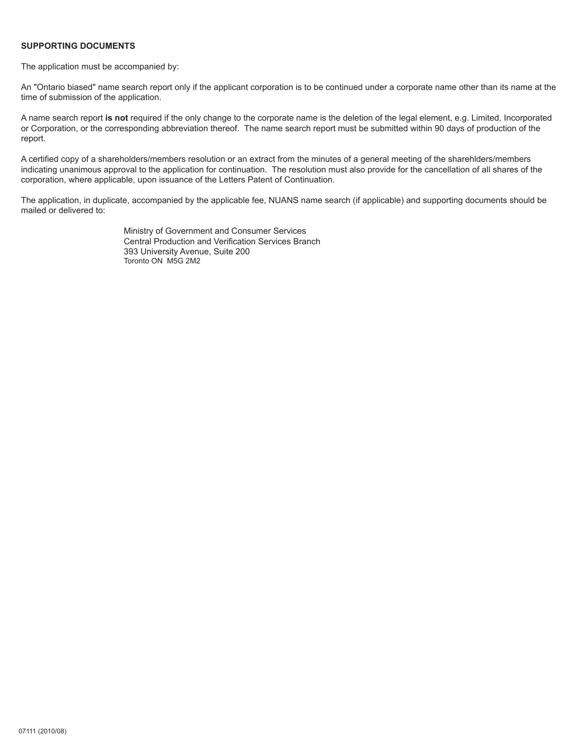**SUPPORTING DOCUMENTS**

The application must be accompanied by:

An "Ontario biased" name search report only if the applicant corporation is to be continued under a corporate name other than its name at the time of submission of the application.

A name search report **is not** required if the only change to the corporate name is the deletion of the legal element, e.g. Limited, Incorporated or Corporation, or the corresponding abbreviation thereof. The name search report must be submitted within 90 days of production of the report.

A certified copy of a shareholders/members resolution or an extract from the minutes of a general meeting of the sharehlders/members indicating unanimous approval to the application for continuation. The resolution must also provide for the cancellation of all shares of the corporation, where applicable, upon issuance of the Letters Patent of Continuation.

The application, in duplicate, accompanied by the applicable fee, NUANS name search (if applicable) and supporting documents should be mailed or delivered to:

Ministry of Government and Consumer Services
Central Production and Verification Services Branch
393 University Avenue, Suite 200
Toronto ON M5G 2M2

07111 (2010/08)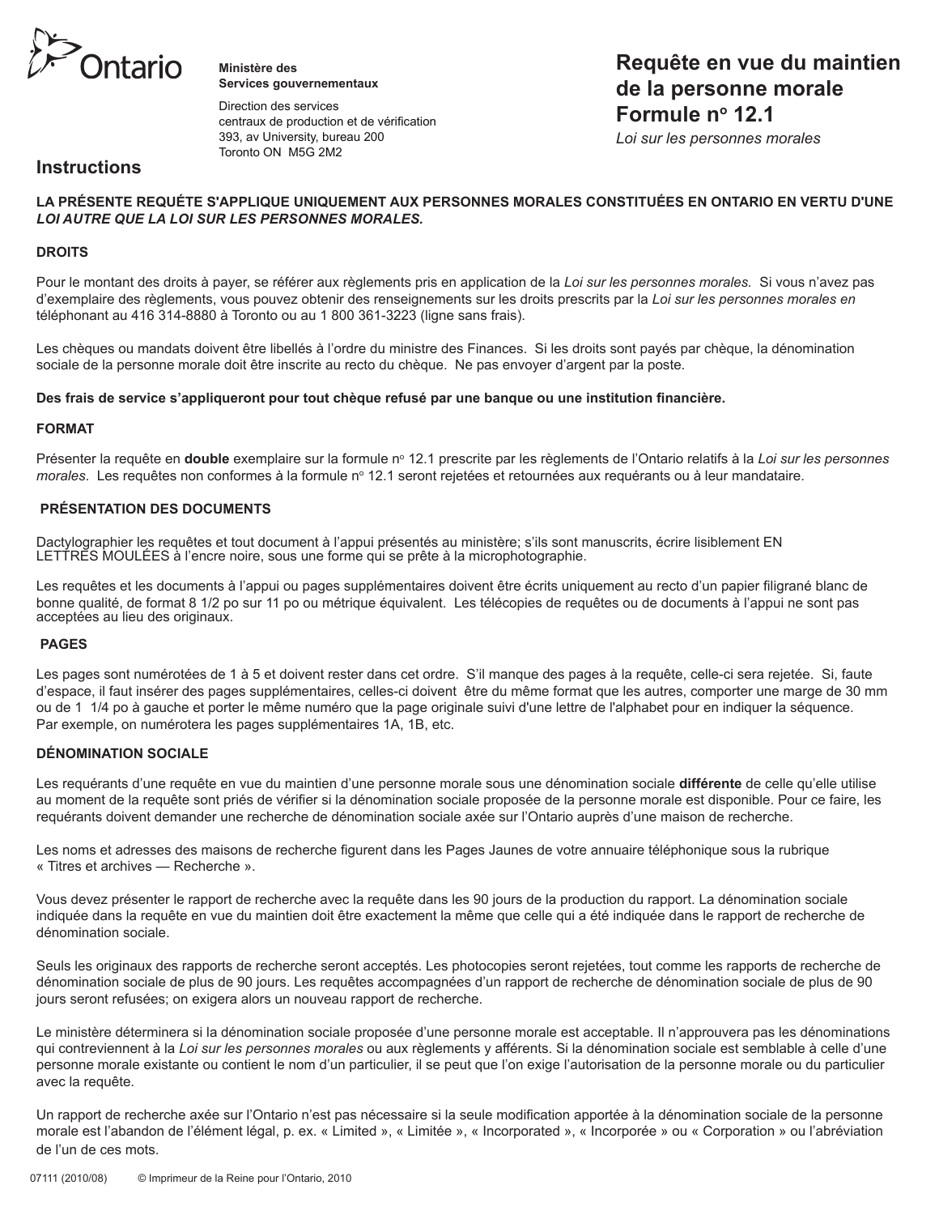Ontario

**Ministère des Services gouvernementaux**

Direction des services centraux de production et de vérification
393, av University, bureau 200
Toronto ON  M5G 2M2

# Requête en vue du maintien de la personne morale Formule n° 12.1

*Loi sur les personnes morales*

## Instructions

**LA PRÉSENTE REQUÉTE S'APPLIQUE UNIQUEMENT AUX PERSONNES MORALES CONSTITUÉES EN ONTARIO EN VERTU D'UNE *LOI AUTRE QUE LA LOI SUR LES PERSONNES MORALES.***

### DROITS

Pour le montant des droits à payer, se référer aux règlements pris en application de la *Loi sur les personnes morales.* Si vous n'avez pas d'exemplaire des règlements, vous pouvez obtenir des renseignements sur les droits prescrits par la *Loi sur les personnes morales en* téléphonant au 416 314-8880 à Toronto ou au 1 800 361-3223 (ligne sans frais).

Les chèques ou mandats doivent être libellés à l'ordre du ministre des Finances. Si les droits sont payés par chèque, la dénomination sociale de la personne morale doit être inscrite au recto du chèque. Ne pas envoyer d'argent par la poste.

**Des frais de service s'appliqueront pour tout chèque refusé par une banque ou une institution financière.**

### FORMAT

Présenter la requête en **double** exemplaire sur la formule n° 12.1 prescrite par les règlements de l'Ontario relatifs à la *Loi sur les personnes morales*. Les requêtes non conformes à la formule n° 12.1 seront rejetées et retournées aux requérants ou à leur mandataire.

### PRÉSENTATION DES DOCUMENTS

Dactylographier les requêtes et tout document à l'appui présentés au ministère; s'ils sont manuscrits, écrire lisiblement EN LETTRES MOULÉES à l'encre noire, sous une forme qui se prête à la microphotographie.

Les requêtes et les documents à l'appui ou pages supplémentaires doivent être écrits uniquement au recto d'un papier filigrané blanc de bonne qualité, de format 8 1/2 po sur 11 po ou métrique équivalent. Les télécopies de requêtes ou de documents à l'appui ne sont pas acceptées au lieu des originaux.

### PAGES

Les pages sont numérotées de 1 à 5 et doivent rester dans cet ordre. S'il manque des pages à la requête, celle-ci sera rejetée. Si, faute d'espace, il faut insérer des pages supplémentaires, celles-ci doivent être du même format que les autres, comporter une marge de 30 mm ou de 1 1/4 po à gauche et porter le même numéro que la page originale suivi d'une lettre de l'alphabet pour en indiquer la séquence. Par exemple, on numérotera les pages supplémentaires 1A, 1B, etc.

### DÉNOMINATION SOCIALE

Les requérants d'une requête en vue du maintien d'une personne morale sous une dénomination sociale **différente** de celle qu'elle utilise au moment de la requête sont priés de vérifier si la dénomination sociale proposée de la personne morale est disponible. Pour ce faire, les requérants doivent demander une recherche de dénomination sociale axée sur l'Ontario auprès d'une maison de recherche.

Les noms et adresses des maisons de recherche figurent dans les Pages Jaunes de votre annuaire téléphonique sous la rubrique « Titres et archives — Recherche ».

Vous devez présenter le rapport de recherche avec la requête dans les 90 jours de la production du rapport. La dénomination sociale indiquée dans la requête en vue du maintien doit être exactement la même que celle qui a été indiquée dans le rapport de recherche de dénomination sociale.

Seuls les originaux des rapports de recherche seront acceptés. Les photocopies seront rejetées, tout comme les rapports de recherche de dénomination sociale de plus de 90 jours. Les requêtes accompagnées d'un rapport de recherche de dénomination sociale de plus de 90 jours seront refusées; on exigera alors un nouveau rapport de recherche.

Le ministère déterminera si la dénomination sociale proposée d'une personne morale est acceptable. Il n'approuvera pas les dénominations qui contreviennent à la *Loi sur les personnes morales* ou aux règlements y afférents. Si la dénomination sociale est semblable à celle d'une personne morale existante ou contient le nom d'un particulier, il se peut que l'on exige l'autorisation de la personne morale ou du particulier avec la requête.

Un rapport de recherche axée sur l'Ontario n'est pas nécessaire si la seule modification apportée à la dénomination sociale de la personne morale est l'abandon de l'élément légal, p. ex. « Limited », « Limitée », « Incorporated », « Incorporée » ou « Corporation » ou l'abréviation de l'un de ces mots.

07111 (2010/08)  © Imprimeur de la Reine pour l'Ontario, 2010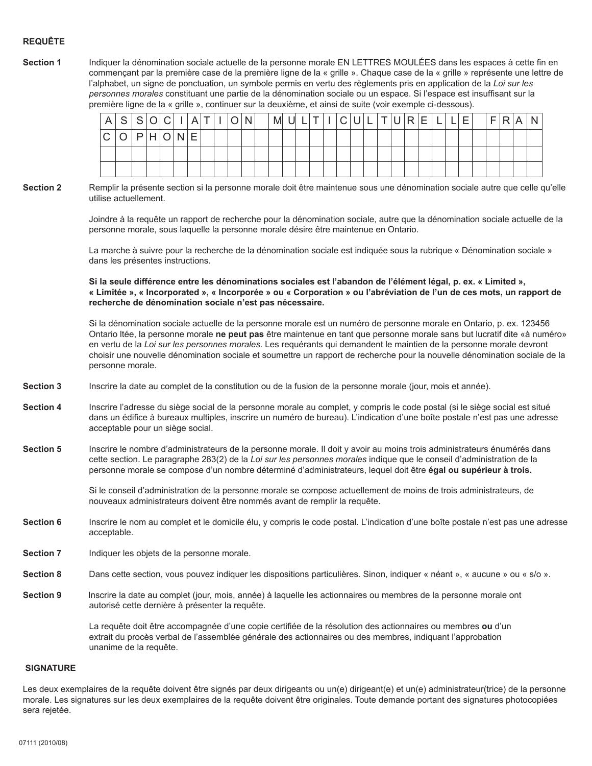**REQUÊTE**

**Section 1** Indiquer la dénomination sociale actuelle de la personne morale EN LETTRES MOULÉES dans les espaces à cette fin en commençant par la première case de la première ligne de la « grille ». Chaque case de la « grille » représente une lettre de l'alphabet, un signe de ponctuation, un symbole permis en vertu des règlements pris en application de la *Loi sur les personnes morales* constituant une partie de la dénomination sociale ou un espace. Si l'espace est insuffisant sur la première ligne de la « grille », continuer sur la deuxième, et ainsi de suite (voir exemple ci-dessous).

| A | S | S | O | C | I | A | T | I | O | N | | M | U | L | T | I | C | U | L | T | U | R | E | L | L | E | | F | R | A | N |
|---|---|---|---|---|---|---|---|---|---|---|---|---|---|---|---|---|---|---|---|---|---|---|---|---|---|---|---|---|---|---|---|
| C | O | P | H | O | N | E | | | | | | | | | | | | | | | | | | | | | | | | | |
| | | | | | | | | | | | | | | | | | | | | | | | | | | | | | | | |
| | | | | | | | | | | | | | | | | | | | | | | | | | | | | | | | |

**Section 2** Remplir la présente section si la personne morale doit être maintenue sous une dénomination sociale autre que celle qu'elle utilise actuellement.

Joindre à la requête un rapport de recherche pour la dénomination sociale, autre que la dénomination sociale actuelle de la personne morale, sous laquelle la personne morale désire être maintenue en Ontario.

La marche à suivre pour la recherche de la dénomination sociale est indiquée sous la rubrique « Dénomination sociale » dans les présentes instructions.

**Si la seule différence entre les dénominations sociales est l'abandon de l'élément légal, p. ex. « Limited », « Limitée », « Incorporated », « Incorporée » ou « Corporation » ou l'abréviation de l'un de ces mots, un rapport de recherche de dénomination sociale n'est pas nécessaire.**

Si la dénomination sociale actuelle de la personne morale est un numéro de personne morale en Ontario, p. ex. 123456 Ontario ltée, la personne morale **ne peut pas** être maintenue en tant que personne morale sans but lucratif dite «à numéro» en vertu de la *Loi sur les personnes morales*. Les requérants qui demandent le maintien de la personne morale devront choisir une nouvelle dénomination sociale et soumettre un rapport de recherche pour la nouvelle dénomination sociale de la personne morale.

**Section 3** Inscrire la date au complet de la constitution ou de la fusion de la personne morale (jour, mois et année).

**Section 4** Inscrire l'adresse du siège social de la personne morale au complet, y compris le code postal (si le siège social est situé dans un édifice à bureaux multiples, inscrire un numéro de bureau). L'indication d'une boîte postale n'est pas une adresse acceptable pour un siège social.

**Section 5** Inscrire le nombre d'administrateurs de la personne morale. Il doit y avoir au moins trois administrateurs énumérés dans cette section. Le paragraphe 283(2) de la *Loi sur les personnes morales* indique que le conseil d'administration de la personne morale se compose d'un nombre déterminé d'administrateurs, lequel doit être **égal ou supérieur à trois.**

Si le conseil d'administration de la personne morale se compose actuellement de moins de trois administrateurs, de nouveaux administrateurs doivent être nommés avant de remplir la requête.

**Section 6** Inscrire le nom au complet et le domicile élu, y compris le code postal. L'indication d'une boîte postale n'est pas une adresse acceptable.

**Section 7** Indiquer les objets de la personne morale.

**Section 8** Dans cette section, vous pouvez indiquer les dispositions particulières. Sinon, indiquer « néant », « aucune » ou « s/o ».

**Section 9** Inscrire la date au complet (jour, mois, année) à laquelle les actionnaires ou membres de la personne morale ont autorisé cette dernière à présenter la requête.

La requête doit être accompagnée d'une copie certifiée de la résolution des actionnaires ou membres **ou** d'un extrait du procès verbal de l'assemblée générale des actionnaires ou des membres, indiquant l'approbation unanime de la requête.

**SIGNATURE**

Les deux exemplaires de la requête doivent être signés par deux dirigeants ou un(e) dirigeant(e) et un(e) administrateur(trice) de la personne morale. Les signatures sur les deux exemplaires de la requête doivent être originales. Toute demande portant des signatures photocopiées sera rejetée.

07111 (2010/08)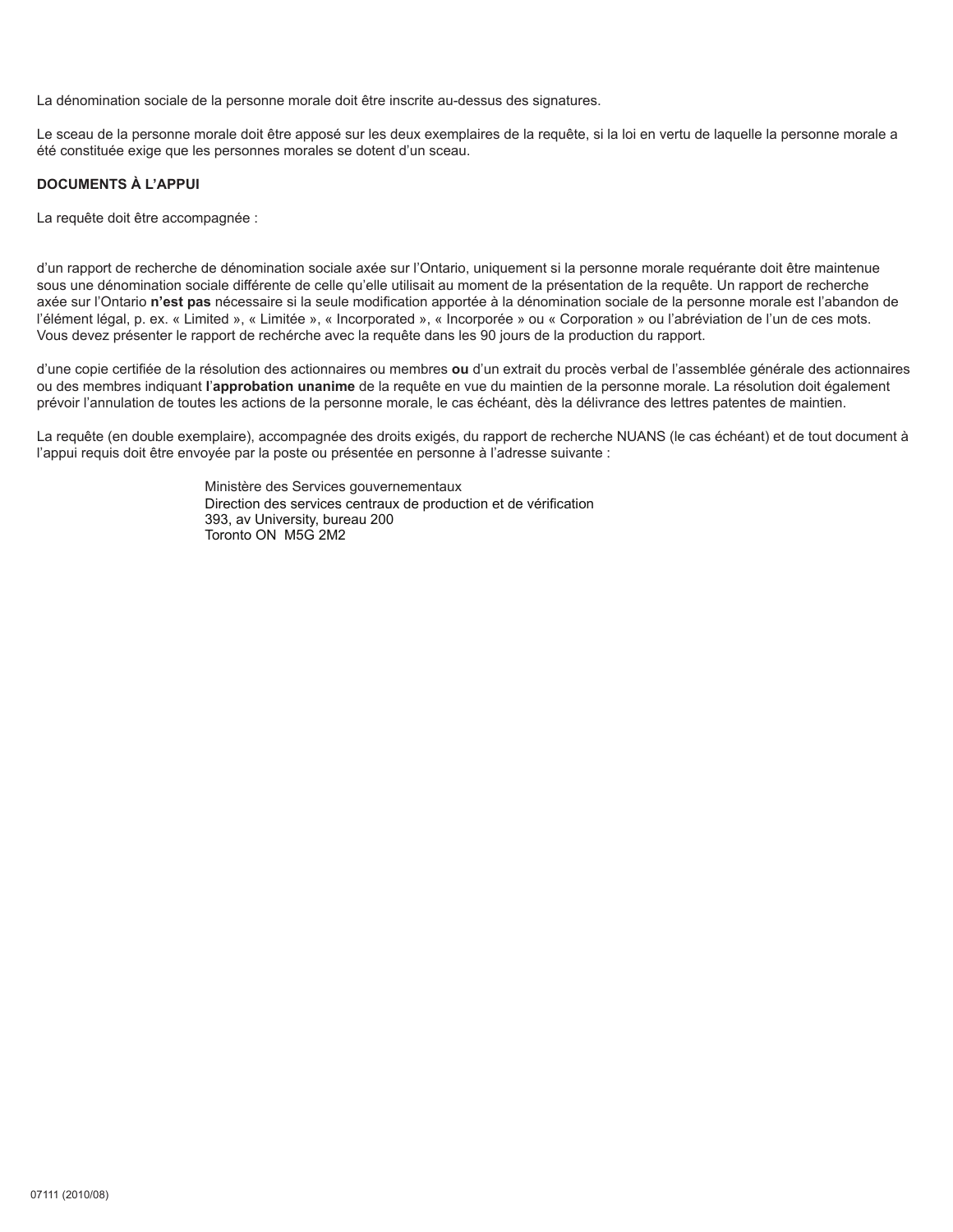La dénomination sociale de la personne morale doit être inscrite au-dessus des signatures.

Le sceau de la personne morale doit être apposé sur les deux exemplaires de la requête, si la loi en vertu de laquelle la personne morale a été constituée exige que les personnes morales se dotent d'un sceau.

**DOCUMENTS À L'APPUI**

La requête doit être accompagnée :

d'un rapport de recherche de dénomination sociale axée sur l'Ontario, uniquement si la personne morale requérante doit être maintenue sous une dénomination sociale différente de celle qu'elle utilisait au moment de la présentation de la requête. Un rapport de recherche axée sur l'Ontario **n'est pas** nécessaire si la seule modification apportée à la dénomination sociale de la personne morale est l'abandon de l'élément légal, p. ex. « Limited », « Limitée », « Incorporated », « Incorporée » ou « Corporation » ou l'abréviation de l'un de ces mots. Vous devez présenter le rapport de rechérche avec la requête dans les 90 jours de la production du rapport.

d'une copie certifiée de la résolution des actionnaires ou membres **ou** d'un extrait du procès verbal de l'assemblée générale des actionnaires ou des membres indiquant **l'approbation unanime** de la requête en vue du maintien de la personne morale. La résolution doit également prévoir l'annulation de toutes les actions de la personne morale, le cas échéant, dès la délivrance des lettres patentes de maintien.

La requête (en double exemplaire), accompagnée des droits exigés, du rapport de recherche NUANS (le cas échéant) et de tout document à l'appui requis doit être envoyée par la poste ou présentée en personne à l'adresse suivante :

Ministère des Services gouvernementaux
Direction des services centraux de production et de vérification
393, av University, bureau 200
Toronto ON  M5G 2M2

07111 (2010/08)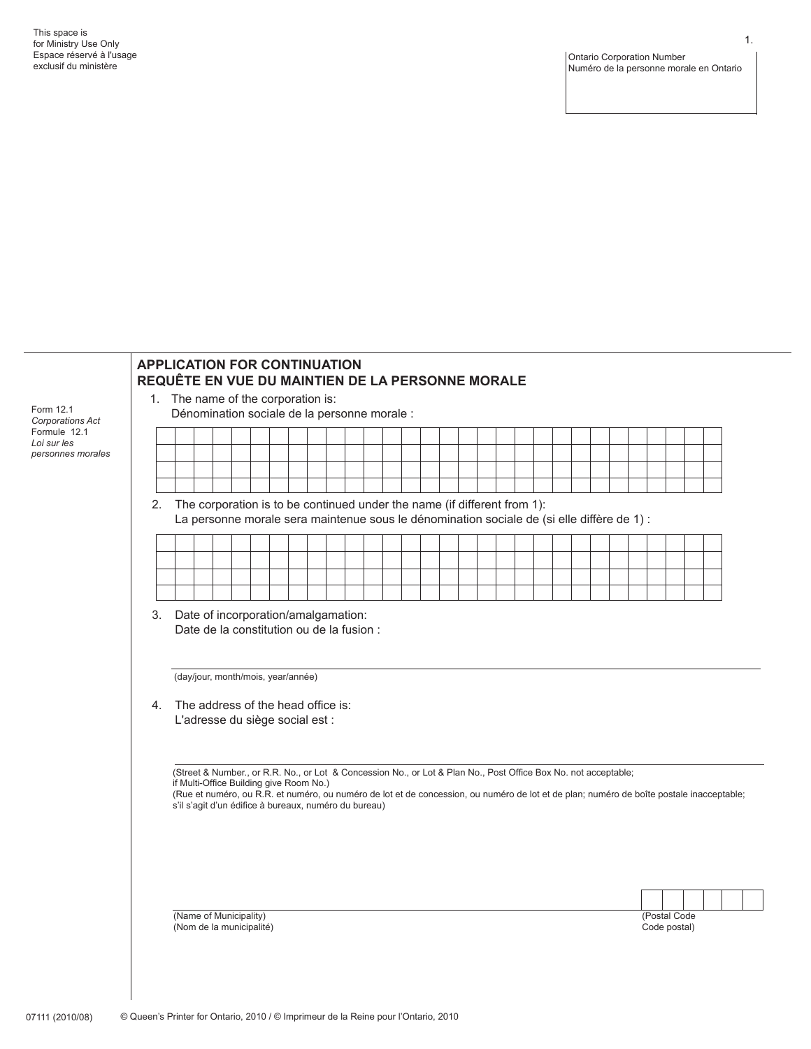This space is for Ministry Use Only
Espace réservé à l'usage exclusif du ministère

Ontario Corporation Number
Numéro de la personne morale en Ontario

Form 12.1
*Corporations Act*
Formule 12.1
*Loi sur les personnes morales*

## APPLICATION FOR CONTINUATION
## REQUÊTE EN VUE DU MAINTIEN DE LA PERSONNE MORALE

1. The name of the corporation is:
   Dénomination sociale de la personne morale :

2. The corporation is to be continued under the name (if different from 1):
   La personne morale sera maintenue sous le dénomination sociale de (si elle diffère de 1) :

3. Date of incorporation/amalgamation:
   Date de la constitution ou de la fusion :

   (day/jour, month/mois, year/année)

4. The address of the head office is:
   L'adresse du siège social est :

   (Street & Number., or R.R. No., or Lot & Concession No., or Lot & Plan No., Post Office Box No. not acceptable; if Multi-Office Building give Room No.)
   (Rue et numéro, ou R.R. et numéro, ou numéro de lot et de concession, ou numéro de lot et de plan; numéro de boîte postale inacceptable; s'il s'agit d'un édifice à bureaux, numéro du bureau)

   (Name of Municipality)
   (Nom de la municipalité)

   (Postal Code
   Code postal)

07111 (2010/08) © Queen's Printer for Ontario, 2010 / © Imprimeur de la Reine pour l'Ontario, 2010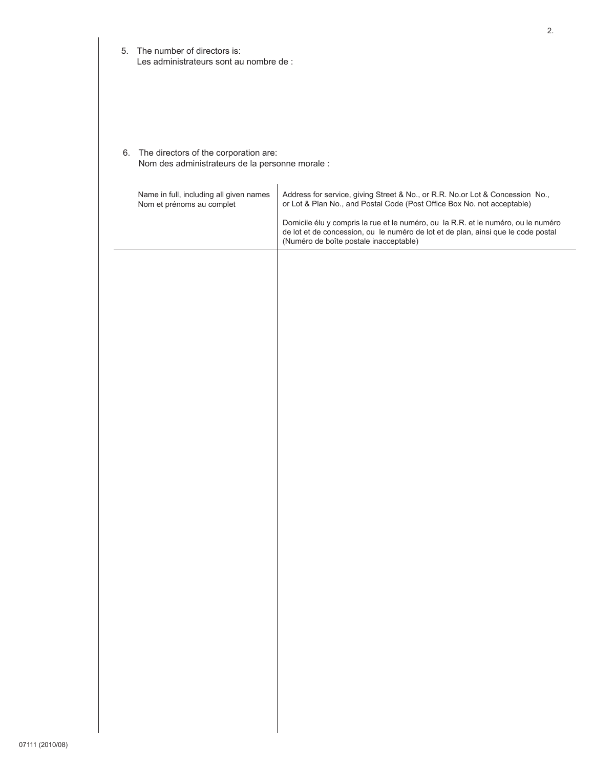5. The number of directors is:
   Les administrateurs sont au nombre de :

6. The directors of the corporation are:
   Nom des administrateurs de la personne morale :

| Name in full, including all given names<br>Nom et prénoms au complet | Address for service, giving Street & No., or R.R. No.or Lot & Concession No., or Lot & Plan No., and Postal Code (Post Office Box No. not acceptable)<br><br>Domicile élu y compris la rue et le numéro, ou la R.R. et le numéro, ou le numéro de lot et de concession, ou le numéro de lot et de plan, ainsi que le code postal (Numéro de boîte postale inacceptable) |
|---|---|
| | |

07111 (2010/08)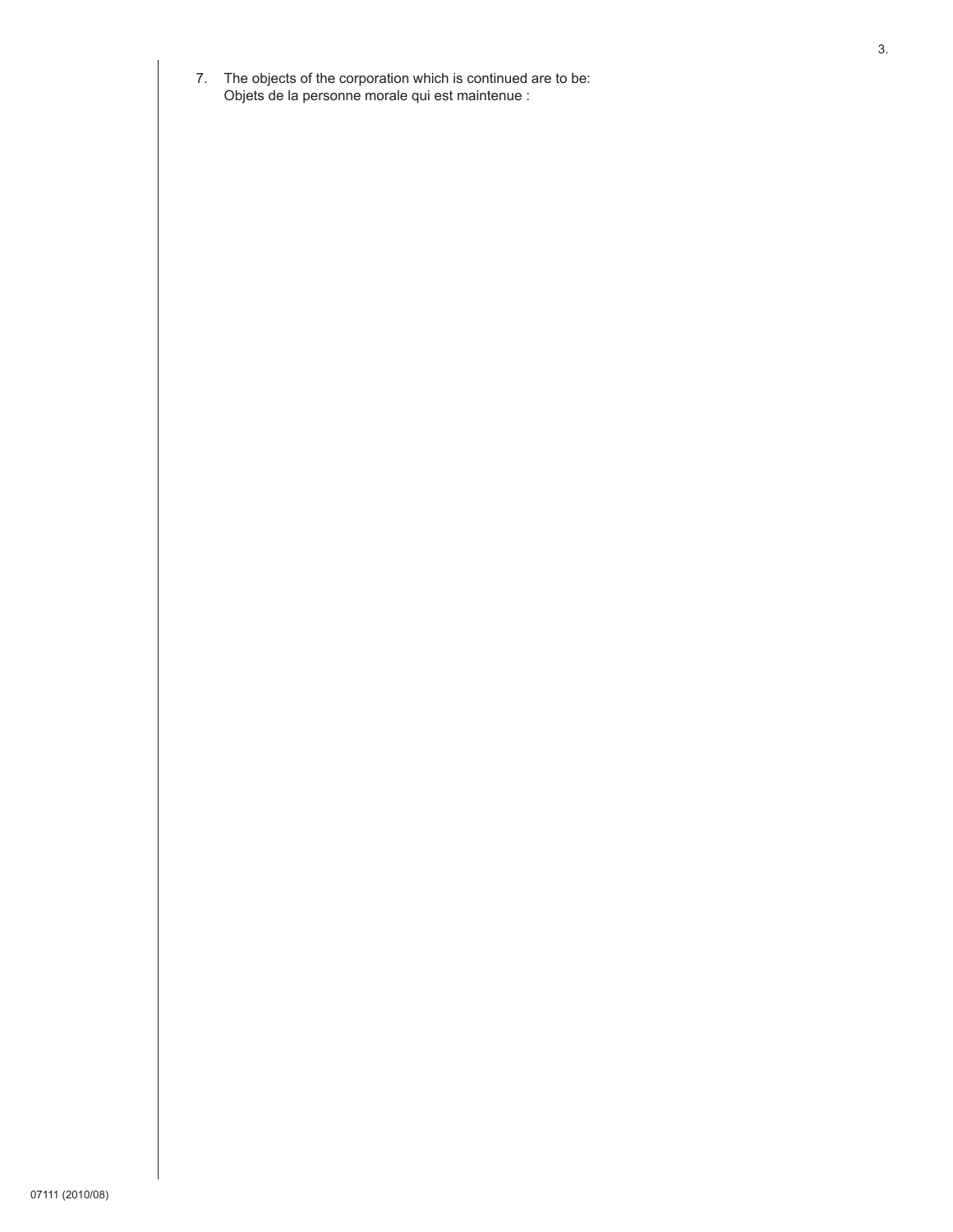7. The objects of the corporation which is continued are to be:
   Objets de la personne morale qui est maintenue :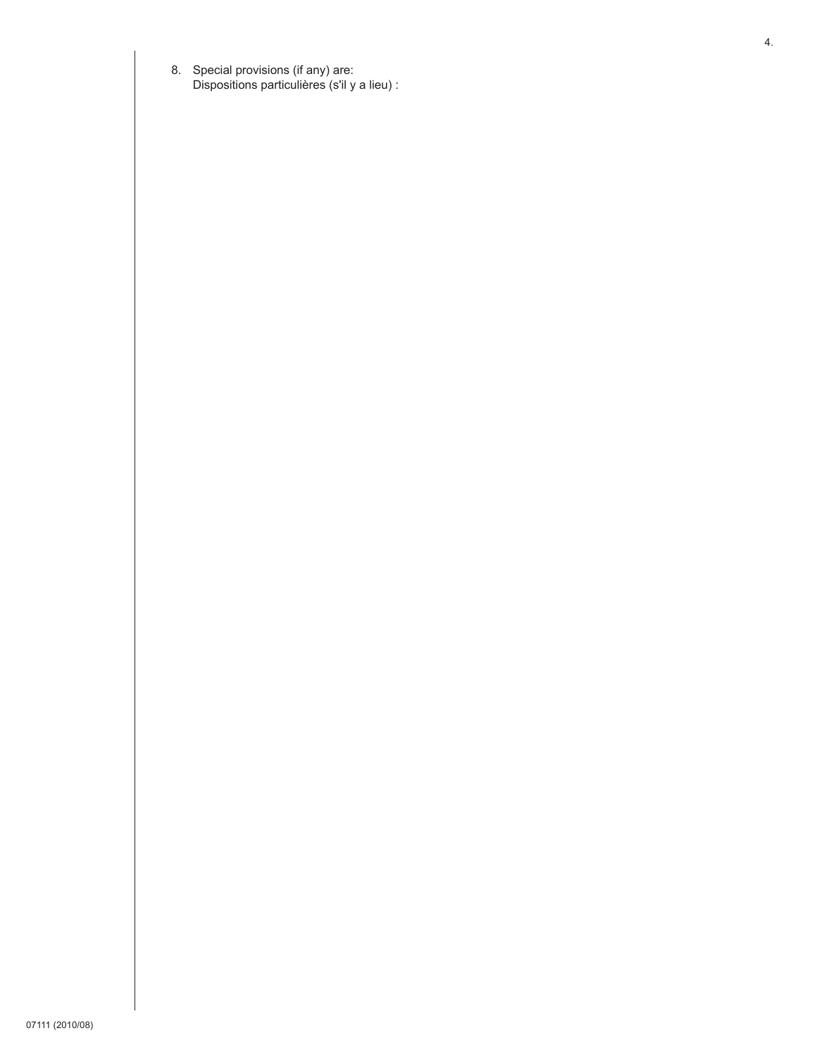8. Special provisions (if any) are:
   Dispositions particulières (s'il y a lieu) :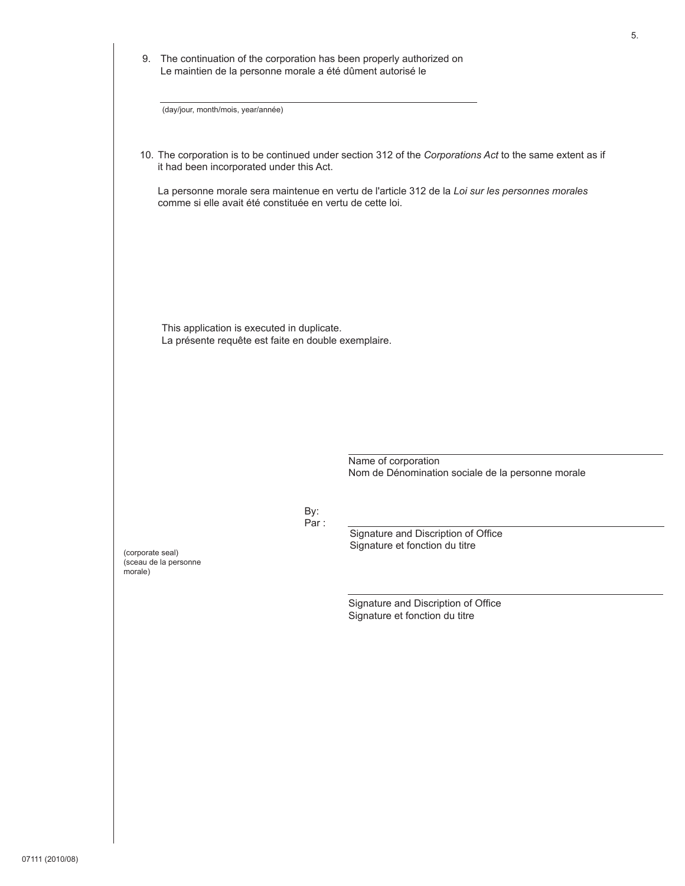9. The continuation of the corporation has been properly authorized on
   Le maintien de la personne morale a été dûment autorisé le

   ______________________________________________

   (day/jour, month/mois, year/année)

10. The corporation is to be continued under section 312 of the *Corporations Act* to the same extent as if it had been incorporated under this Act.

    La personne morale sera maintenue en vertu de l'article 312 de la *Loi sur les personnes morales* comme si elle avait été constituée en vertu de cette loi.

This application is executed in duplicate.
La présente requête est faite en double exemplaire.

______________________________________________
Name of corporation
Nom de Dénomination sociale de la personne morale

By:
Par :

______________________________________________
Signature and Discription of Office
Signature et fonction du titre

(corporate seal)
(sceau de la personne morale)

______________________________________________
Signature and Discription of Office
Signature et fonction du titre

07111 (2010/08)